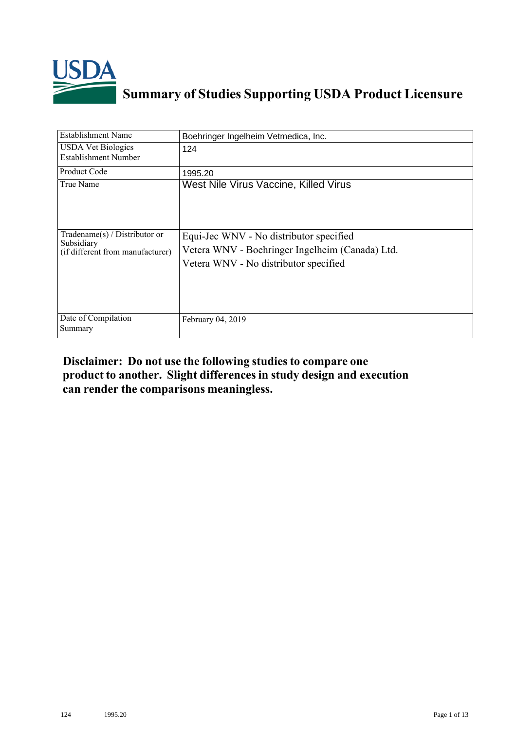# Summary of Studies Supporting USDA Product Licensure

| Establishment Name | Boehringer Ingelheim Vetmedica, Inc. |
|---|---|
| USDA Vet Biologics Establishment Number | 124 |
| Product Code | 1995.20 |
| True Name | West Nile Virus Vaccine, Killed Virus |
| Tradename(s) / Distributor or Subsidiary (if different from manufacturer) | Equi-Jec WNV - No distributor specified<br>Vetera WNV - Boehringer Ingelheim (Canada) Ltd.<br>Vetera WNV - No distributor specified |
| Date of Compilation Summary | February 04, 2019 |

**Disclaimer: Do not use the following studies to compare one product to another. Slight differences in study design and execution can render the comparisons meaningless.**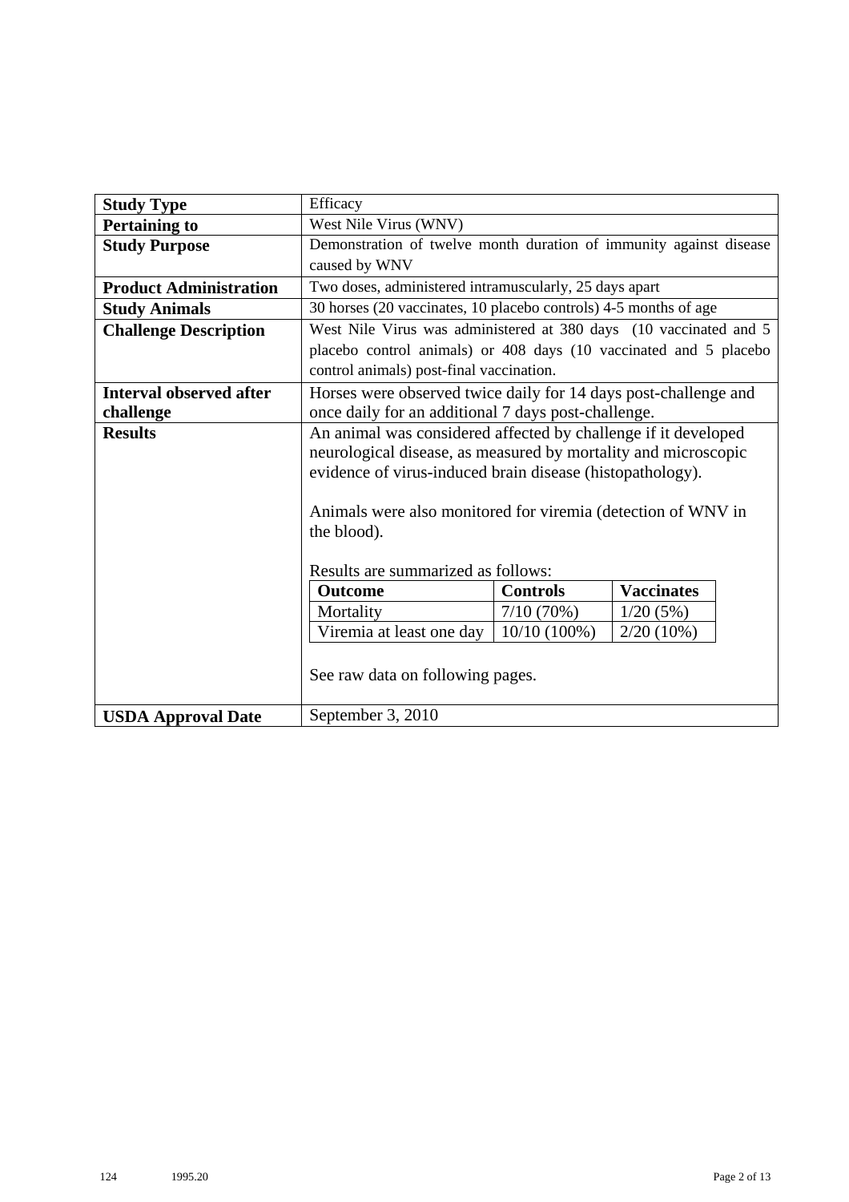| | |
|---|---|
| **Study Type** | Efficacy |
| **Pertaining to** | West Nile Virus (WNV) |
| **Study Purpose** | Demonstration of twelve month duration of immunity against disease caused by WNV |
| **Product Administration** | Two doses, administered intramuscularly, 25 days apart |
| **Study Animals** | 30 horses (20 vaccinates, 10 placebo controls) 4-5 months of age |
| **Challenge Description** | West Nile Virus was administered at 380 days (10 vaccinated and 5 placebo control animals) or 408 days (10 vaccinated and 5 placebo control animals) post-final vaccination. |
| **Interval observed after challenge** | Horses were observed twice daily for 14 days post-challenge and once daily for an additional 7 days post-challenge. |
| **Results** | An animal was considered affected by challenge if it developed neurological disease, as measured by mortality and microscopic evidence of virus-induced brain disease (histopathology).<br><br>Animals were also monitored for viremia (detection of WNV in the blood).<br><br>Results are summarized as follows:<br><br>See raw data on following pages. |
| **USDA Approval Date** | September 3, 2010 |

| **Outcome** | **Controls** | **Vaccinates** |
|---|---|---|
| Mortality | 7/10 (70%) | 1/20 (5%) |
| Viremia at least one day | 10/10 (100%) | 2/20 (10%) |

124 1995.20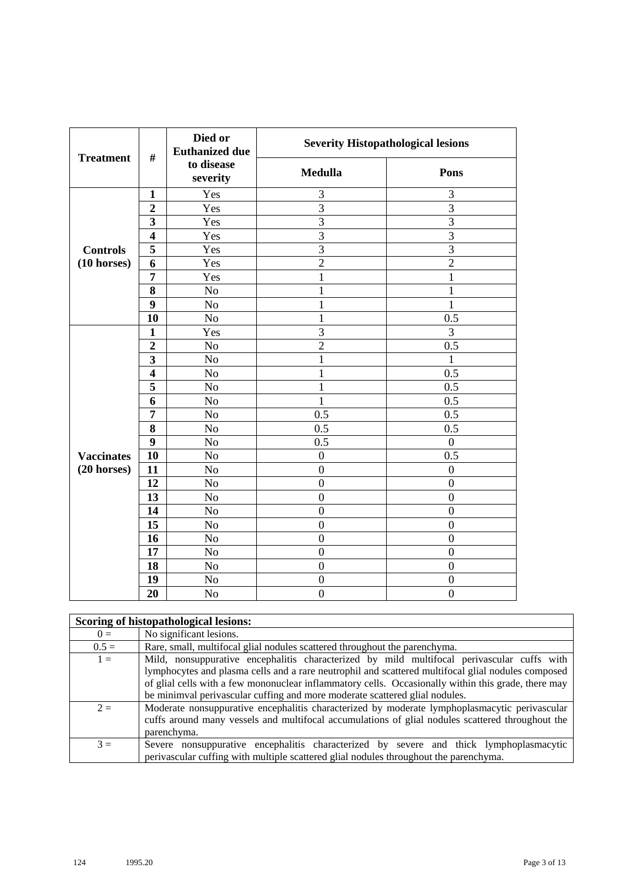| Treatment | # | Died or Euthanized due to disease severity | Severity Histopathological lesions | |
|---|---|---|---|---|
| | | | Medulla | Pons |
| Controls (10 horses) | 1 | Yes | 3 | 3 |
| | 2 | Yes | 3 | 3 |
| | 3 | Yes | 3 | 3 |
| | 4 | Yes | 3 | 3 |
| | 5 | Yes | 3 | 3 |
| | 6 | Yes | 2 | 2 |
| | 7 | Yes | 1 | 1 |
| | 8 | No | 1 | 1 |
| | 9 | No | 1 | 1 |
| | 10 | No | 1 | 0.5 |
| Vaccinates (20 horses) | 1 | Yes | 3 | 3 |
| | 2 | No | 2 | 0.5 |
| | 3 | No | 1 | 1 |
| | 4 | No | 1 | 0.5 |
| | 5 | No | 1 | 0.5 |
| | 6 | No | 1 | 0.5 |
| | 7 | No | 0.5 | 0.5 |
| | 8 | No | 0.5 | 0.5 |
| | 9 | No | 0.5 | 0 |
| | 10 | No | 0 | 0.5 |
| | 11 | No | 0 | 0 |
| | 12 | No | 0 | 0 |
| | 13 | No | 0 | 0 |
| | 14 | No | 0 | 0 |
| | 15 | No | 0 | 0 |
| | 16 | No | 0 | 0 |
| | 17 | No | 0 | 0 |
| | 18 | No | 0 | 0 |
| | 19 | No | 0 | 0 |
| | 20 | No | 0 | 0 |

| Scoring of histopathological lesions: | |
|---|---|
| 0 = | No significant lesions. |
| 0.5 = | Rare, small, multifocal glial nodules scattered throughout the parenchyma. |
| 1 = | Mild, nonsuppurative encephalitis characterized by mild multifocal perivascular cuffs with lymphocytes and plasma cells and a rare neutrophil and scattered multifocal glial nodules composed of glial cells with a few mononuclear inflammatory cells. Occasionally within this grade, there may be minimval perivascular cuffing and more moderate scattered glial nodules. |
| 2 = | Moderate nonsuppurative encephalitis characterized by moderate lymphoplasmacytic perivascular cuffs around many vessels and multifocal accumulations of glial nodules scattered throughout the parenchyma. |
| 3 = | Severe nonsuppurative encephalitis characterized by severe and thick lymphoplasmacytic perivascular cuffing with multiple scattered glial nodules throughout the parenchyma. |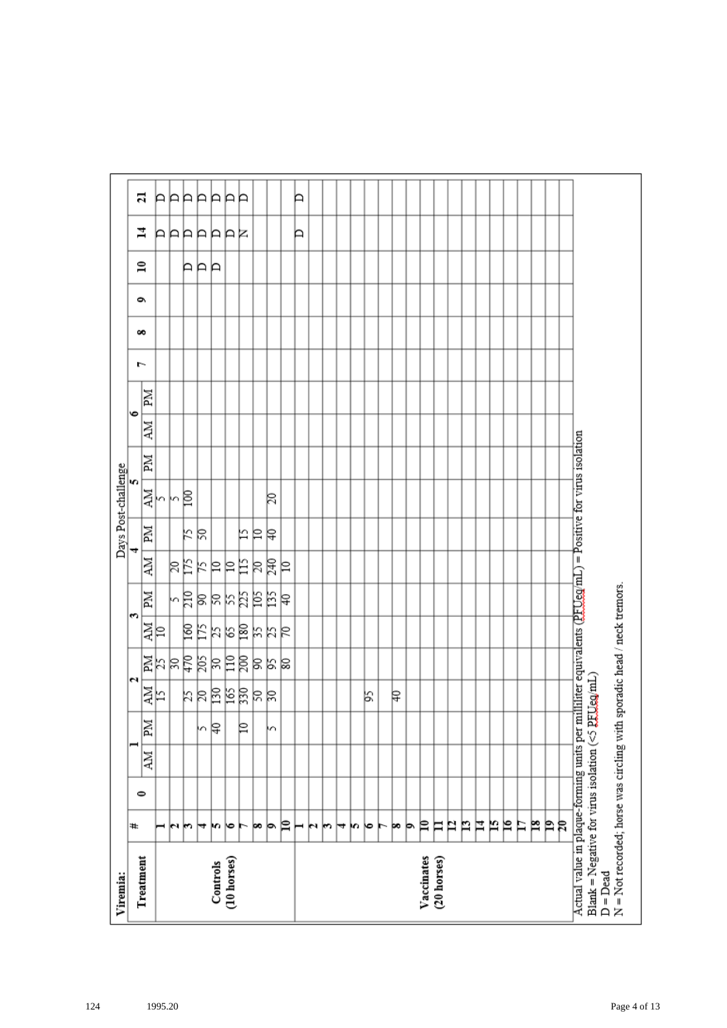**Viremia:**

| Treatment | # | Days Post-challenge 0 | 1 AM | 1 PM | 2 AM | 2 PM | 3 AM | 3 PM | 4 AM | 4 PM | 5 AM | 5 PM | 6 AM | 6 PM | 7 | 8 | 9 | 10 | 14 | 21 |
|---|---|---|---|---|---|---|---|---|---|---|---|---|---|---|---|---|---|---|---|---|
| Controls (10 horses) | 1 | | | | 15 | 25 | 10 | | | | 5 | | | | | | | | D | D |
| | 2 | | | | | 30 | | 5 | 20 | | 5 | | | | | | | | D | D |
| | 3 | | | | 25 | 470 | 160 | 210 | 175 | 75 | 100 | | | | | | | | D | D |
| | 4 | | | 5 | 20 | 205 | 175 | 90 | 75 | 50 | | | | | | | | D | D | D |
| | 5 | | | 40 | 130 | 30 | 25 | 50 | 10 | | | | | | | | | D | D | D |
| | 6 | | | | 165 | 110 | 65 | 55 | 10 | | | | | | | | | D | D | D |
| | 7 | | | 10 | 330 | 200 | 180 | 225 | 115 | 15 | | | | | | | | | N | D |
| | 8 | | | | 50 | 90 | 35 | 105 | 20 | 10 | | | | | | | | | | |
| | 9 | | | 5 | 30 | 95 | 25 | 135 | 240 | 40 | 20 | | | | | | | | | |
| | 10 | | | | | 80 | 70 | 40 | 10 | | | | | | | | | | | |
| Vaccinates (20 horses) | 1 | | | | | | | | | | | | | | | | | | D | D |
| | 2 | | | | | | | | | | | | | | | | | | | |
| | 3 | | | | | | | | | | | | | | | | | | | |
| | 4 | | | | | | | | | | | | | | | | | | | |
| | 5 | | | | | | | | | | | | | | | | | | | |
| | 6 | | | | 95 | | | | | | | | | | | | | | | |
| | 7 | | | | | | | | | | | | | | | | | | | |
| | 8 | | | | 40 | | | | | | | | | | | | | | | |
| | 9 | | | | | | | | | | | | | | | | | | | |
| | 10 | | | | | | | | | | | | | | | | | | | |
| | 11 | | | | | | | | | | | | | | | | | | | |
| | 12 | | | | | | | | | | | | | | | | | | | |
| | 13 | | | | | | | | | | | | | | | | | | | |
| | 14 | | | | | | | | | | | | | | | | | | | |
| | 15 | | | | | | | | | | | | | | | | | | | |
| | 16 | | | | | | | | | | | | | | | | | | | |
| | 17 | | | | | | | | | | | | | | | | | | | |
| | 18 | | | | | | | | | | | | | | | | | | | |
| | 19 | | | | | | | | | | | | | | | | | | | |
| | 20 | | | | | | | | | | | | | | | | | | | |

Actual value in plaque-forming units per milliliter equivalents (PFUeq/mL) = Positive for virus isolation
Blank = Negative for virus isolation (<5 PFUeq/mL)
D = Dead
N = Not recorded; horse was circling with sporadic head / neck tremors.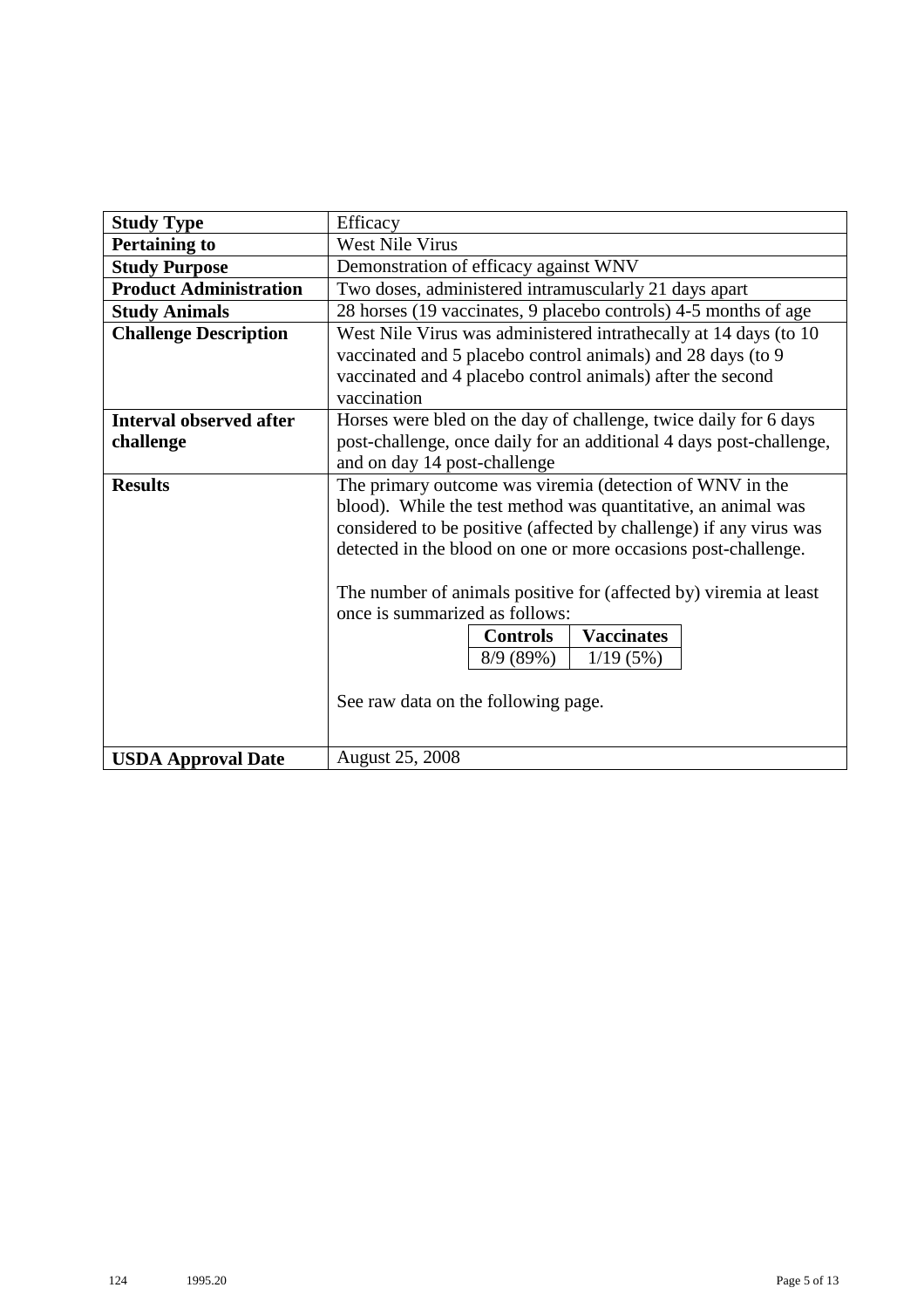| | |
|---|---|
| **Study Type** | Efficacy |
| **Pertaining to** | West Nile Virus |
| **Study Purpose** | Demonstration of efficacy against WNV |
| **Product Administration** | Two doses, administered intramuscularly 21 days apart |
| **Study Animals** | 28 horses (19 vaccinates, 9 placebo controls) 4-5 months of age |
| **Challenge Description** | West Nile Virus was administered intrathecally at 14 days (to 10 vaccinated and 5 placebo control animals) and 28 days (to 9 vaccinated and 4 placebo control animals) after the second vaccination |
| **Interval observed after challenge** | Horses were bled on the day of challenge, twice daily for 6 days post-challenge, once daily for an additional 4 days post-challenge, and on day 14 post-challenge |
| **Results** | The primary outcome was viremia (detection of WNV in the blood). While the test method was quantitative, an animal was considered to be positive (affected by challenge) if any virus was detected in the blood on one or more occasions post-challenge.<br><br>The number of animals positive for (affected by) viremia at least once is summarized as follows:<br><br>**Controls**: 8/9 (89%)<br>**Vaccinates**: 1/19 (5%)<br><br>See raw data on the following page. |
| **USDA Approval Date** | August 25, 2008 |

| **Controls** | **Vaccinates** |
|---|---|
| 8/9 (89%) | 1/19 (5%) |

124 1995.20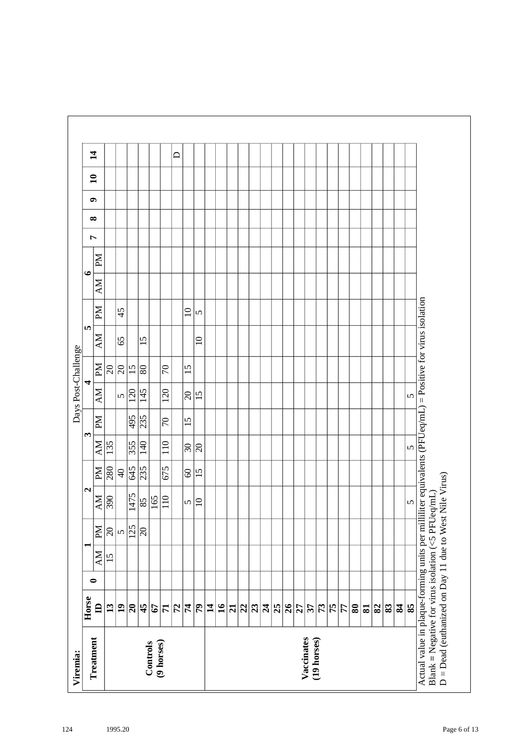**Viremia:**

| Treatment | Horse ID | Days Post-Challenge 0 | 1 AM | 1 PM | 2 AM | 2 PM | 3 AM | 3 PM | 4 AM | 4 PM | 5 AM | 5 PM | 6 AM | 6 PM | 7 | 8 | 9 | 10 | 14 |
|---|---|---|---|---|---|---|---|---|---|---|---|---|---|---|---|---|---|---|---|
| Controls (9 horses) | 13 | | 15 | 20 | 390 | 280 | 135 | | | 20 | | | | | | | | | |
| | 19 | | | 5 | | 40 | | | 5 | 20 | 65 | 45 | | | | | | | |
| | 20 | | | 125 | 1475 | 645 | 355 | 495 | 120 | 15 | | | | | | | | | |
| | 45 | | | 20 | 85 | 235 | 140 | 235 | 145 | 80 | 15 | | | | | | | | |
| | 67 | | | | 165 | | | | | | | | | | | | | | |
| | 71 | | | | 110 | 675 | 110 | 70 | 120 | 70 | | | | | | | | | |
| | 72 | | | | | | | | | | | | | | | | | | D |
| | 74 | | | | 5 | 60 | 30 | 15 | 20 | 15 | | 10 | | | | | | | |
| | 79 | | | | 10 | 15 | 20 | | 15 | | 10 | 5 | | | | | | | |
| Vaccinates (19 horses) | 14 | | | | | | | | | | | | | | | | | | |
| | 16 | | | | | | | | | | | | | | | | | | |
| | 21 | | | | | | | | | | | | | | | | | | |
| | 22 | | | | | | | | | | | | | | | | | | |
| | 23 | | | | | | | | | | | | | | | | | | |
| | 24 | | | | | | | | | | | | | | | | | | |
| | 25 | | | | | | | | | | | | | | | | | | |
| | 26 | | | | | | | | | | | | | | | | | | |
| | 27 | | | | | | | | | | | | | | | | | | |
| | 37 | | | | | | | | | | | | | | | | | | |
| | 73 | | | | | | | | | | | | | | | | | | |
| | 75 | | | | | | | | | | | | | | | | | | |
| | 77 | | | | | | | | | | | | | | | | | | |
| | 80 | | | | | | | | | | | | | | | | | | |
| | 81 | | | | | | | | | | | | | | | | | | |
| | 82 | | | | | | | | | | | | | | | | | | |
| | 83 | | | | | | | | | | | | | | | | | | |
| | 84 | | | | | | | | | | | | | | | | | | |
| | 85 | | | | 5 | | 5 | | 5 | | | | | | | | | | |

Actual value in plaque-forming units per milliliter equivalents (PFUeq/mL) = Positive for virus isolation
Blank = Negative for virus isolation (<5 PFUeq/mL)
D = Dead (euthanized on Day 11 due to West Nile Virus)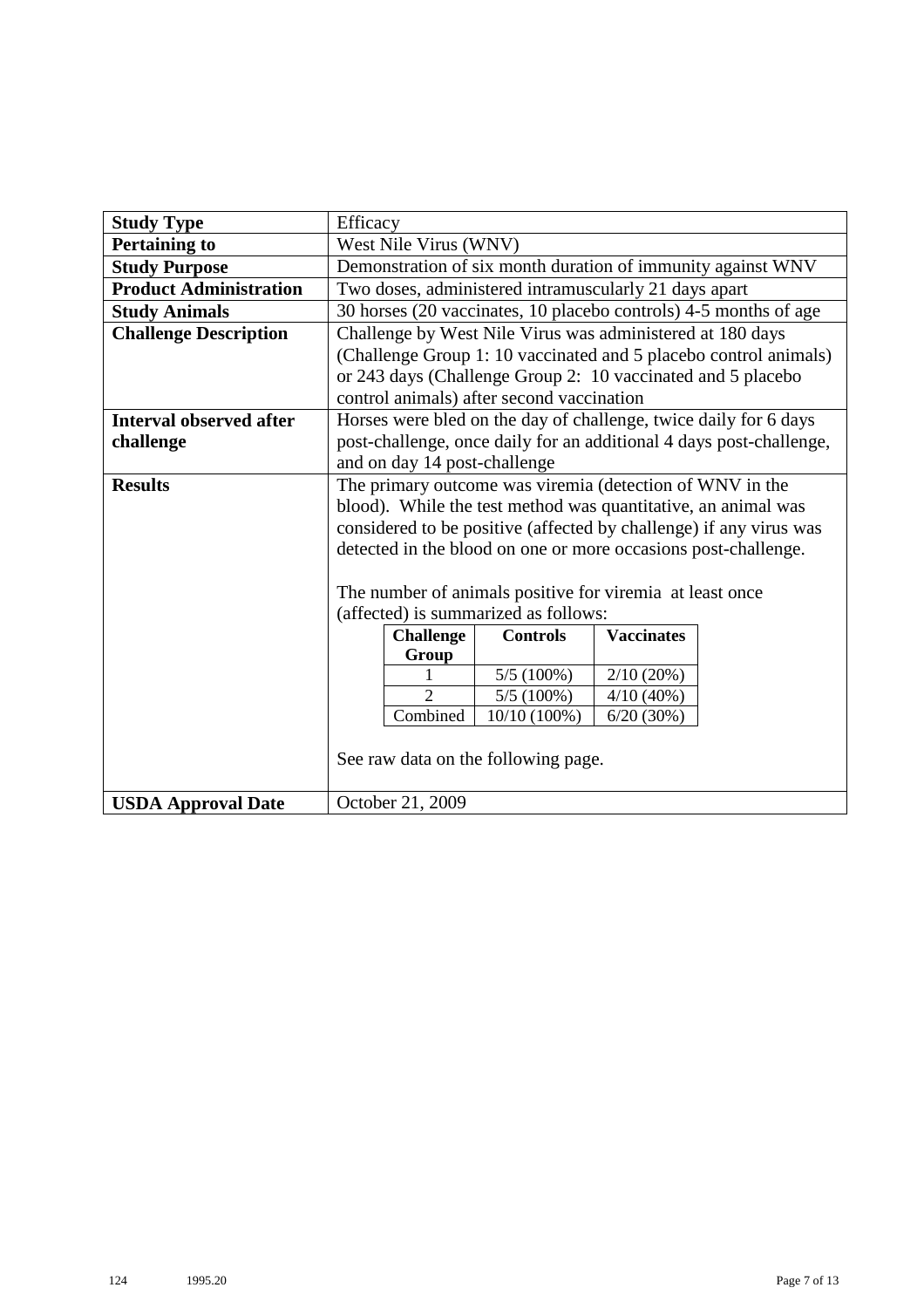| **Study Type** | Efficacy |
|---|---|
| **Pertaining to** | West Nile Virus (WNV) |
| **Study Purpose** | Demonstration of six month duration of immunity against WNV |
| **Product Administration** | Two doses, administered intramuscularly 21 days apart |
| **Study Animals** | 30 horses (20 vaccinates, 10 placebo controls) 4-5 months of age |
| **Challenge Description** | Challenge by West Nile Virus was administered at 180 days (Challenge Group 1: 10 vaccinated and 5 placebo control animals) or 243 days (Challenge Group 2: 10 vaccinated and 5 placebo control animals) after second vaccination |
| **Interval observed after challenge** | Horses were bled on the day of challenge, twice daily for 6 days post-challenge, once daily for an additional 4 days post-challenge, and on day 14 post-challenge |
| **Results** | The primary outcome was viremia (detection of WNV in the blood). While the test method was quantitative, an animal was considered to be positive (affected by challenge) if any virus was detected in the blood on one or more occasions post-challenge.<br><br>The number of animals positive for viremia at least once (affected) is summarized as follows:<br><br>See raw data on the following page. |
| **USDA Approval Date** | October 21, 2009 |

| Challenge Group | Controls | Vaccinates |
|---|---|---|
| 1 | 5/5 (100%) | 2/10 (20%) |
| 2 | 5/5 (100%) | 4/10 (40%) |
| Combined | 10/10 (100%) | 6/20 (30%) |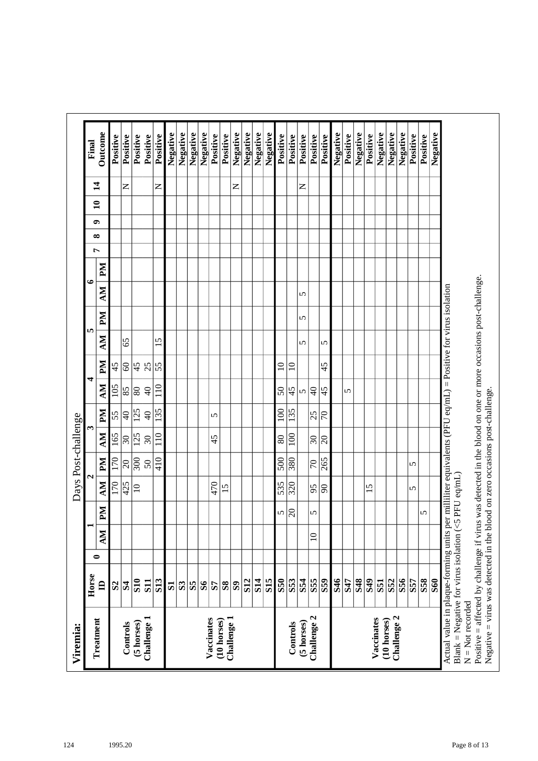**Viremia:**

| Treatment | Horse ID | Days Post-challenge 0 | 1 AM | 1 PM | 2 AM | 2 PM | 3 AM | 3 PM | 4 AM | 4 PM | 5 AM | 5 PM | 6 AM | 6 PM | 7 | 8 | 9 | 10 | 14 | Final Outcome |
|---|---|---|---|---|---|---|---|---|---|---|---|---|---|---|---|---|---|---|---|---|
| Controls (5 horses) Challenge 1 | S2 | | | | 170 | 170 | 165 | 55 | 105 | 45 | | | | | | | | | | Positive |
| | S4 | | | | 425 | 20 | 30 | 40 | 85 | 60 | 65 | | | | | | | | N | Positive |
| | S10 | | | | 10 | 300 | 125 | 125 | 80 | 45 | | | | | | | | | | Positive |
| | S11 | | | | | 50 | 30 | 40 | 40 | 25 | | | | | | | | | | Positive |
| | S13 | | | | | 410 | 110 | 135 | 110 | 55 | 15 | | | | | | | | N | Positive |
| Vaccinates (10 horses) Challenge 1 | S1 | | | | | | | | | | | | | | | | | | | Negative |
| | S3 | | | | | | | | | | | | | | | | | | | Negative |
| | S5 | | | | | | | | | | | | | | | | | | | Negative |
| | S6 | | | | | | | | | | | | | | | | | | | Negative |
| | S7 | | | | 470 | | 45 | 5 | | | | | | | | | | | | Positive |
| | S8 | | | | 15 | | | | | | | | | | | | | | | Positive |
| | S9 | | | | | | | | | | | | | | | | | | N | Negative |
| | S12 | | | | | | | | | | | | | | | | | | | Negative |
| | S14 | | | | | | | | | | | | | | | | | | | Negative |
| | S15 | | | | | | | | | | | | | | | | | | | Negative |
| Controls (5 horses) Challenge 2 | S50 | | | 5 | 535 | 500 | 80 | 100 | 50 | 10 | | | | | | | | | | Positive |
| | S53 | | | 20 | 320 | 380 | 100 | 135 | 45 | 10 | | | | | | | | | | Positive |
| | S54 | | | | | | | | 5 | | 5 | 5 | 5 | | | | | | N | Positive |
| | S55 | | 10 | 5 | 95 | 70 | 30 | 25 | 40 | | | | | | | | | | | Positive |
| | S59 | | | | 90 | 265 | 20 | 70 | 45 | 45 | 5 | | | | | | | | | Positive |
| Vaccinates (10 horses) Challenge 2 | S46 | | | | | | | | | | | | | | | | | | | Negative |
| | S47 | | | | | | | | 5 | | | | | | | | | | | Positive |
| | S48 | | | | | | | | | | | | | | | | | | | Negative |
| | S49 | | | | 15 | | | | | | | | | | | | | | | Positive |
| | S51 | | | | | | | | | | | | | | | | | | | Negative |
| | S52 | | | | | | | | | | | | | | | | | | | Negative |
| | S56 | | | | | | | | | | | | | | | | | | | Negative |
| | S57 | | | | 5 | 5 | | | | | | | | | | | | | | Positive |
| | S58 | | | 5 | | | | | | | | | | | | | | | | Positive |
| | S60 | | | | | | | | | | | | | | | | | | | Negative |

Actual value in plaque-forming units per milliliter equivalents (PFU eq/mL) = Positive for virus isolation
Blank = Negative for virus isolation (<5 PFU eq/mL)
N = Not recorded
Positive = affected by challenge if virus was detected in the blood on one or more occasions post-challenge.
Negative = virus was detected in the blood on zero occasions post-challenge.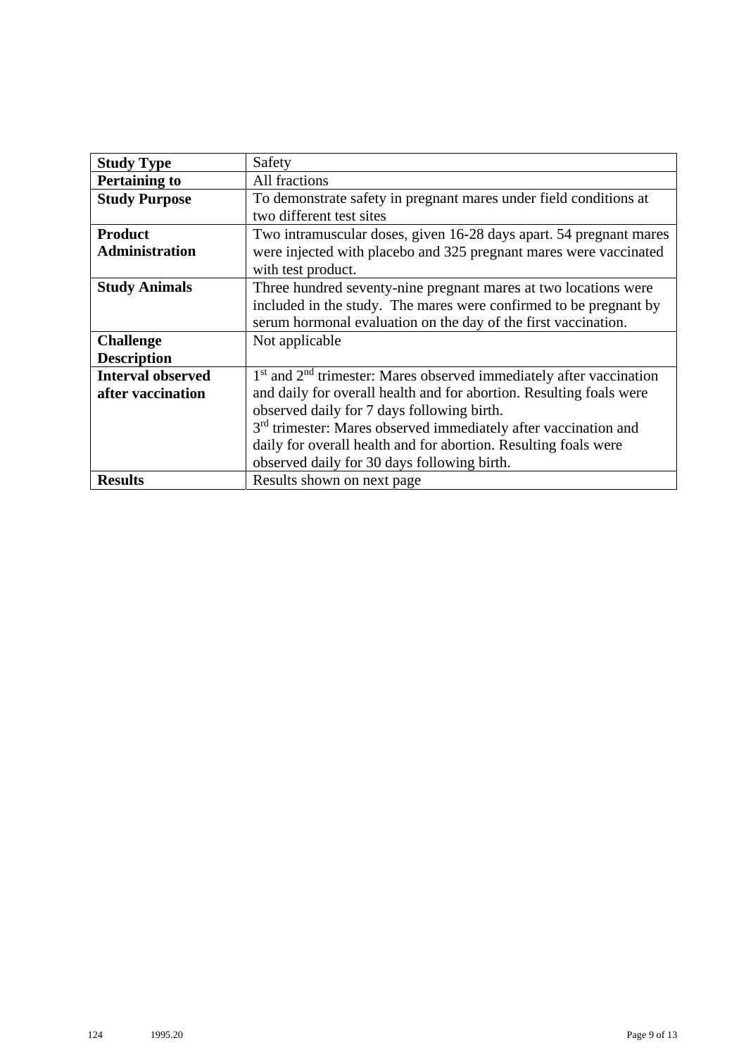| **Study Type** | Safety |
|---|---|
| **Pertaining to** | All fractions |
| **Study Purpose** | To demonstrate safety in pregnant mares under field conditions at two different test sites |
| **Product Administration** | Two intramuscular doses, given 16-28 days apart. 54 pregnant mares were injected with placebo and 325 pregnant mares were vaccinated with test product. |
| **Study Animals** | Three hundred seventy-nine pregnant mares at two locations were included in the study. The mares were confirmed to be pregnant by serum hormonal evaluation on the day of the first vaccination. |
| **Challenge Description** | Not applicable |
| **Interval observed after vaccination** | 1st and 2nd trimester: Mares observed immediately after vaccination and daily for overall health and for abortion. Resulting foals were observed daily for 7 days following birth.<br>3rd trimester: Mares observed immediately after vaccination and daily for overall health and for abortion. Resulting foals were observed daily for 30 days following birth. |
| **Results** | Results shown on next page |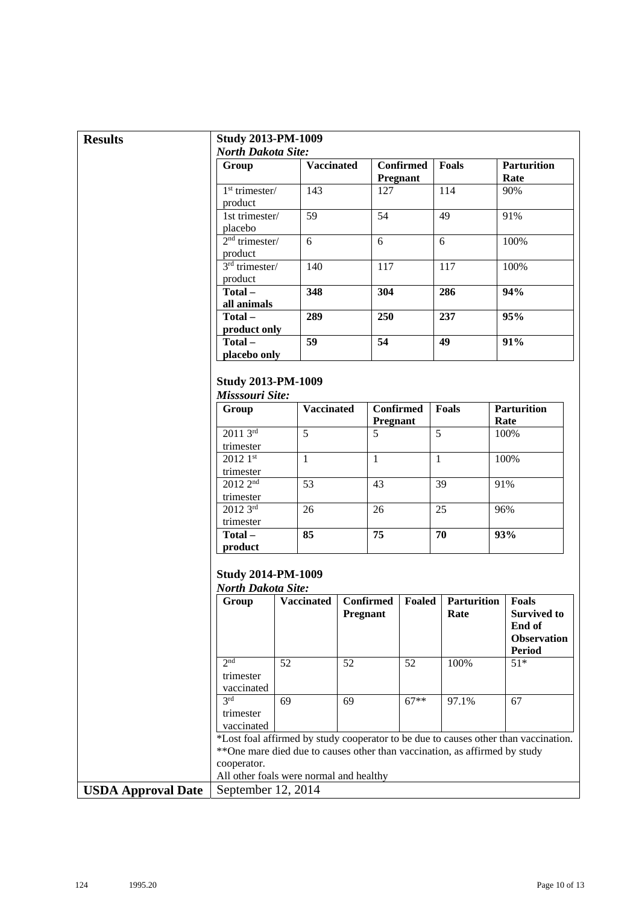**Results**

**Study 2013-PM-1009**

***North Dakota Site:***

| Group | Vaccinated | Confirmed Pregnant | Foals | Parturition Rate |
|---|---|---|---|---|
| 1st trimester/ product | 143 | 127 | 114 | 90% |
| 1st trimester/ placebo | 59 | 54 | 49 | 91% |
| 2nd trimester/ product | 6 | 6 | 6 | 100% |
| 3rd trimester/ product | 140 | 117 | 117 | 100% |
| **Total – all animals** | **348** | **304** | **286** | **94%** |
| **Total – product only** | **289** | **250** | **237** | **95%** |
| **Total – placebo only** | **59** | **54** | **49** | **91%** |

**Study 2013-PM-1009**

***Misssouri Site:***

| Group | Vaccinated | Confirmed Pregnant | Foals | Parturition Rate |
|---|---|---|---|---|
| 2011 3rd trimester | 5 | 5 | 5 | 100% |
| 2012 1st trimester | 1 | 1 | 1 | 100% |
| 2012 2nd trimester | 53 | 43 | 39 | 91% |
| 2012 3rd trimester | 26 | 26 | 25 | 96% |
| **Total – product** | **85** | **75** | **70** | **93%** |

**Study 2014-PM-1009**

***North Dakota Site:***

| Group | Vaccinated | Confirmed Pregnant | Foaled | Parturition Rate | Foals Survived to End of Observation Period |
|---|---|---|---|---|---|
| 2nd trimester vaccinated | 52 | 52 | 52 | 100% | 51* |
| 3rd trimester vaccinated | 69 | 69 | 67** | 97.1% | 67 |

*Lost foal affirmed by study cooperator to be due to causes other than vaccination.
**One mare died due to causes other than vaccination, as affirmed by study cooperator.
All other foals were normal and healthy

**USDA Approval Date** September 12, 2014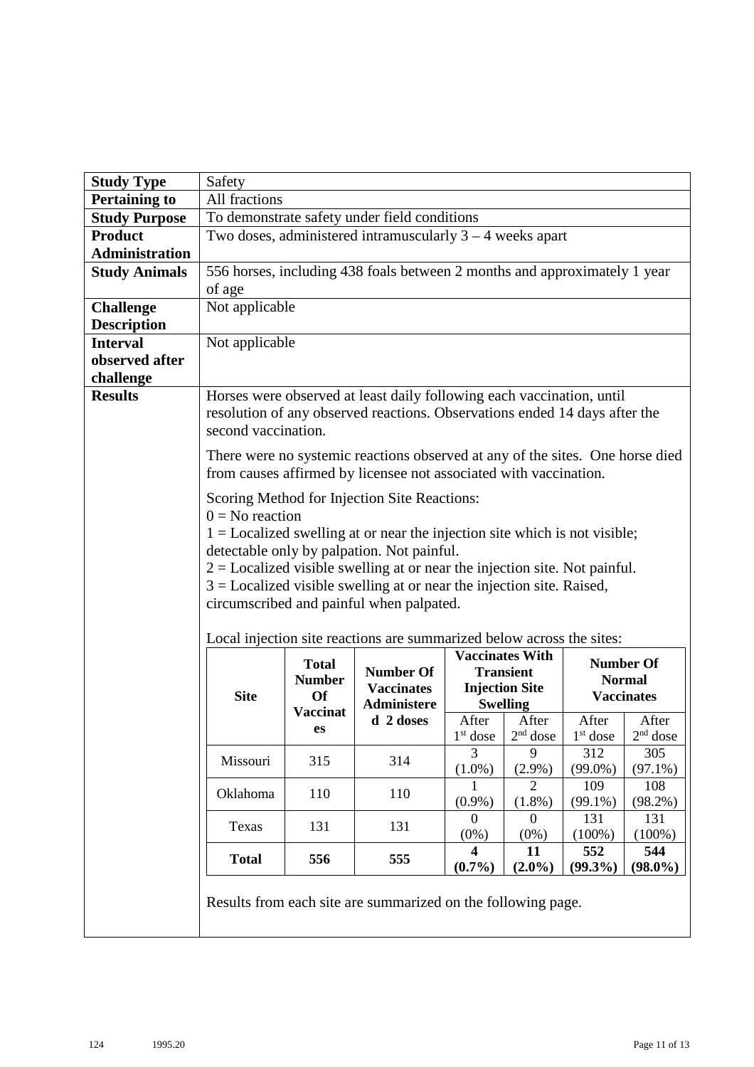| Study Type | Safety |
|---|---|
| **Pertaining to** | All fractions |
| **Study Purpose** | To demonstrate safety under field conditions |
| **Product Administration** | Two doses, administered intramuscularly 3 – 4 weeks apart |
| **Study Animals** | 556 horses, including 438 foals between 2 months and approximately 1 year of age |
| **Challenge Description** | Not applicable |
| **Interval observed after challenge** | Not applicable |
| **Results** | See below |

**Results**

Horses were observed at least daily following each vaccination, until resolution of any observed reactions. Observations ended 14 days after the second vaccination.

There were no systemic reactions observed at any of the sites. One horse died from causes affirmed by licensee not associated with vaccination.

Scoring Method for Injection Site Reactions:
0 = No reaction
1 = Localized swelling at or near the injection site which is not visible; detectable only by palpation. Not painful.
2 = Localized visible swelling at or near the injection site. Not painful.
3 = Localized visible swelling at or near the injection site. Raised, circumscribed and painful when palpated.

Local injection site reactions are summarized below across the sites:

| Site | Total Number Of Vaccinates | Number Of Vaccinates Administered 2 doses | Vaccinates With Transient Injection Site Swelling | | Number Of Normal Vaccinates | |
|---|---|---|---|---|---|---|
| | | | After 1st dose | After 2nd dose | After 1st dose | After 2nd dose |
| Missouri | 315 | 314 | 3 (1.0%) | 9 (2.9%) | 312 (99.0%) | 305 (97.1%) |
| Oklahoma | 110 | 110 | 1 (0.9%) | 2 (1.8%) | 109 (99.1%) | 108 (98.2%) |
| Texas | 131 | 131 | 0 (0%) | 0 (0%) | 131 (100%) | 131 (100%) |
| **Total** | **556** | **555** | **4 (0.7%)** | **11 (2.0%)** | **552 (99.3%)** | **544 (98.0%)** |

Results from each site are summarized on the following page.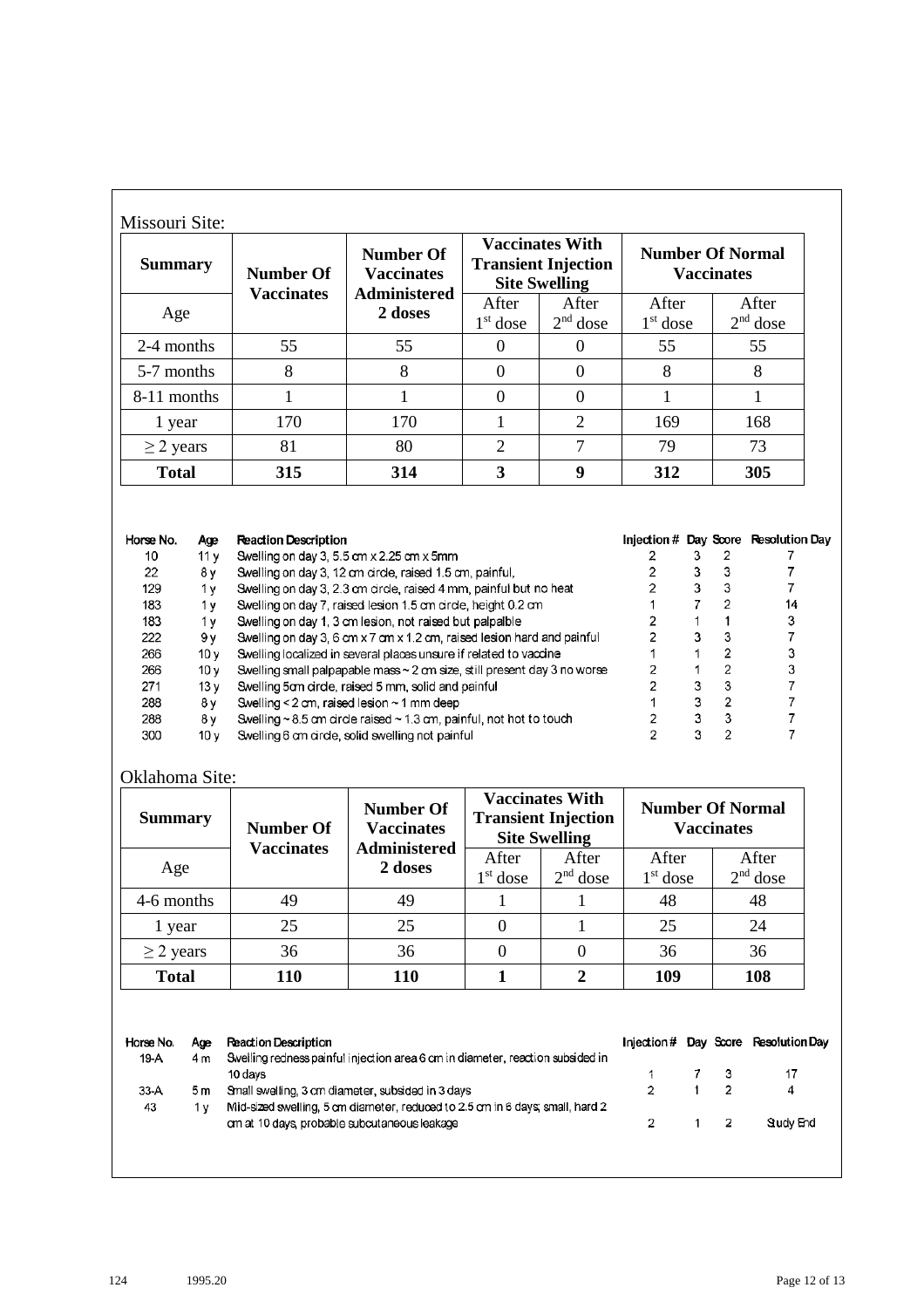Missouri Site:

| Summary | Number Of Vaccinates | Number Of Vaccinates Administered 2 doses | Vaccinates With Transient Injection Site Swelling | | Number Of Normal Vaccinates | |
|---|---|---|---|---|---|---|
| Age | | | After 1st dose | After 2nd dose | After 1st dose | After 2nd dose |
| 2-4 months | 55 | 55 | 0 | 0 | 55 | 55 |
| 5-7 months | 8 | 8 | 0 | 0 | 8 | 8 |
| 8-11 months | 1 | 1 | 0 | 0 | 1 | 1 |
| 1 year | 170 | 170 | 1 | 2 | 169 | 168 |
| ≥ 2 years | 81 | 80 | 2 | 7 | 79 | 73 |
| **Total** | **315** | **314** | **3** | **9** | **312** | **305** |

| Horse No. | Age | Reaction Description | Injection # | Day | Score | Resolution Day |
|---|---|---|---|---|---|---|
| 10 | 11 y | Swelling on day 3, 5.5 cm x 2.25 cm x 5mm | 2 | 3 | 2 | 7 |
| 22 | 8 y | Swelling on day 3, 12 cm circle, raised 1.5 cm, painful, | 2 | 3 | 3 | 7 |
| 129 | 1 y | Swelling on day 3, 2.3 cm circle, raised 4 mm, painful but no heat | 2 | 3 | 3 | 7 |
| 183 | 1 y | Swelling on day 7, raised lesion 1.5 cm circle, height 0.2 cm | 1 | 7 | 2 | 14 |
| 183 | 1 y | Swelling on day 1, 3 cm lesion, not raised but palpable | 2 | 1 | 1 | 3 |
| 222 | 9 y | Swelling on day 3, 6 cm x 7 cm x 1.2 cm, raised lesion hard and painful | 2 | 3 | 3 | 7 |
| 266 | 10 y | Swelling localized in several places unsure if related to vaccine | 1 | 1 | 2 | 3 |
| 266 | 10 y | Swelling small palpapable mass ~ 2 cm size, still present day 3 no worse | 2 | 1 | 2 | 3 |
| 271 | 13 y | Swelling 5cm circle, raised 5 mm, solid and painful | 2 | 3 | 3 | 7 |
| 288 | 8 y | Swelling < 2 cm, raised lesion ~ 1 mm deep | 1 | 3 | 2 | 7 |
| 288 | 8 y | Swelling ~ 8.5 cm circle raised ~ 1.3 cm, painful, not hot to touch | 2 | 3 | 3 | 7 |
| 300 | 10 y | Swelling 6 cm circle, solid swelling not painful | 2 | 3 | 2 | 7 |

Oklahoma Site:

| Summary | Number Of Vaccinates | Number Of Vaccinates Administered 2 doses | Vaccinates With Transient Injection Site Swelling | | Number Of Normal Vaccinates | |
|---|---|---|---|---|---|---|
| Age | | | After 1st dose | After 2nd dose | After 1st dose | After 2nd dose |
| 4-6 months | 49 | 49 | 1 | 1 | 48 | 48 |
| 1 year | 25 | 25 | 0 | 1 | 25 | 24 |
| ≥ 2 years | 36 | 36 | 0 | 0 | 36 | 36 |
| **Total** | **110** | **110** | **1** | **2** | **109** | **108** |

| Horse No. | Age | Reaction Description | Injection # | Day | Score | Resolution Day |
|---|---|---|---|---|---|---|
| 19-A | 4 m | Swelling redness painful injection area 6 cm in diameter, reaction subsided in 10 days | 1 | 7 | 3 | 17 |
| 33-A | 5 m | Small swelling, 3 cm diameter, subsided in 3 days | 2 | 1 | 2 | 4 |
| 43 | 1 y | Mid-sized swelling, 5 cm diameter, reduced to 2.5 cm in 6 days; small, hard 2 cm at 10 days, probable subcutaneous leakage | 2 | 1 | 2 | Study End |

124 1995.20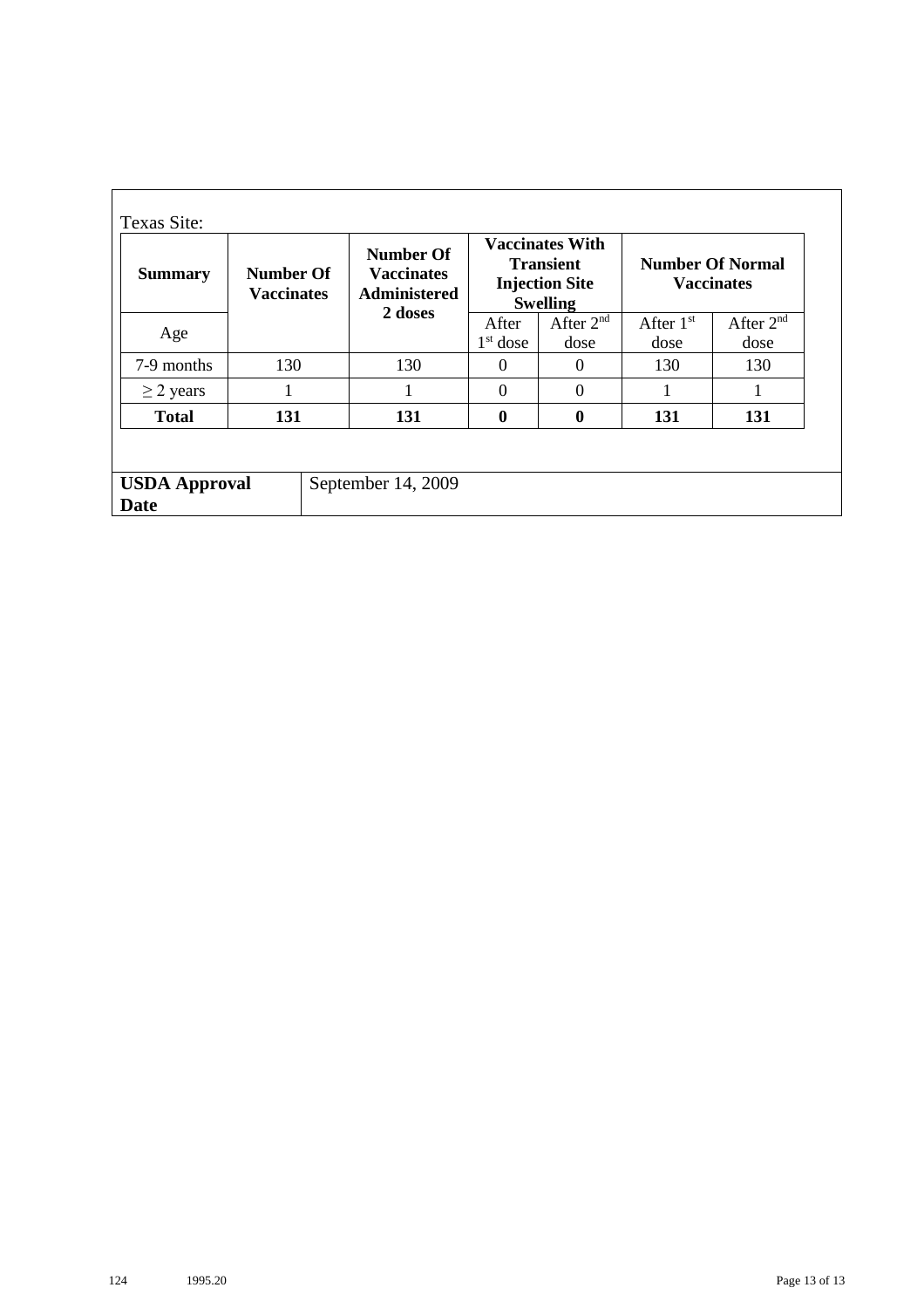Texas Site:

| Summary | Number Of Vaccinates | Number Of Vaccinates Administered 2 doses | Vaccinates With Transient Injection Site Swelling | | Number Of Normal Vaccinates | |
|---|---|---|---|---|---|---|
| Age | | | After 1st dose | After 2nd dose | After 1st dose | After 2nd dose |
| 7-9 months | 130 | 130 | 0 | 0 | 130 | 130 |
| ≥ 2 years | 1 | 1 | 0 | 0 | 1 | 1 |
| **Total** | **131** | **131** | **0** | **0** | **131** | **131** |

| | |
|---|---|
| **USDA Approval Date** | September 14, 2009 |

124 1995.20